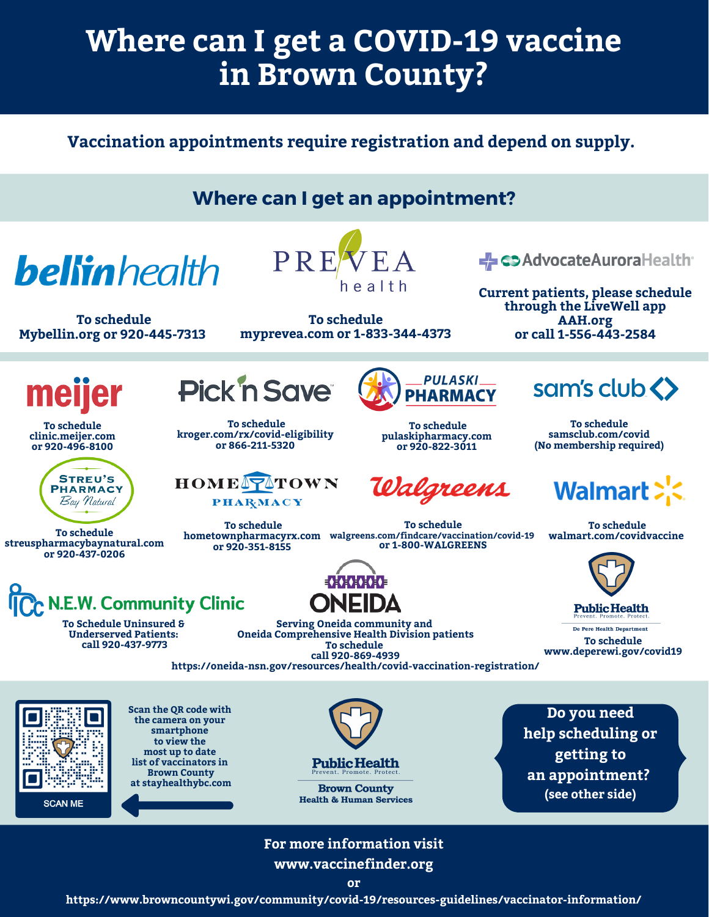# Where can I get a COVID-19 vaccine in Brown County?

**Vaccination appointments require registration and depend on supply.**

## Where can I get an appointment?

**bellin health**
To schedule
Mybellin.org or 920-445-7313

**PREVEA health**
To schedule
myprevea.com or 1-833-344-4373

**AdvocateAuroraHealth**
Current patients, please schedule through the LiveWell app
AAH.org
or call 1-556-443-2584

**meijer**
To schedule
clinic.meijer.com
or 920-496-8100

**Pick 'n Save**
To schedule
kroger.com/rx/covid-eligibility
or 866-211-5320

**PULASKI PHARMACY**
To schedule
pulaskipharmacy.com
or 920-822-3011

**sam's club**
To schedule
samsclub.com/covid
(No membership required)

**STREU'S PHARMACY Bay Natural**
To schedule
streuspharmacybaynatural.com
or 920-437-0206

**HOMETOWN PHARMACY**
To schedule
hometownpharmacyrx.com
or 920-351-8155

**Walgreens**
To schedule
walgreens.com/findcare/vaccination/covid-19
or 1-800-WALGREENS

**Walmart**
To schedule
walmart.com/covidvaccine

**N.E.W. Community Clinic**
To Schedule Uninsured & Underserved Patients:
call 920-437-9773

**ONEIDA**
Serving Oneida community and Oneida Comprehensive Health Division patients
To schedule
call 920-869-4939
https://oneida-nsn.gov/resources/health/covid-vaccination-registration/

**Public Health** Prevent. Promote. Protect.
De Pere Health Department
To schedule
www.deperewi.gov/covid19

SCAN ME

Scan the QR code with the camera on your smartphone to view the most up to date list of vaccinators in Brown County at stayhealthybc.com

**Public Health** Prevent. Promote. Protect.
Brown County Health & Human Services

**Do you need help scheduling or getting to an appointment?**
(see other side)

For more information visit
www.vaccinefinder.org
or
https://www.browncountywi.gov/community/covid-19/resources-guidelines/vaccinator-information/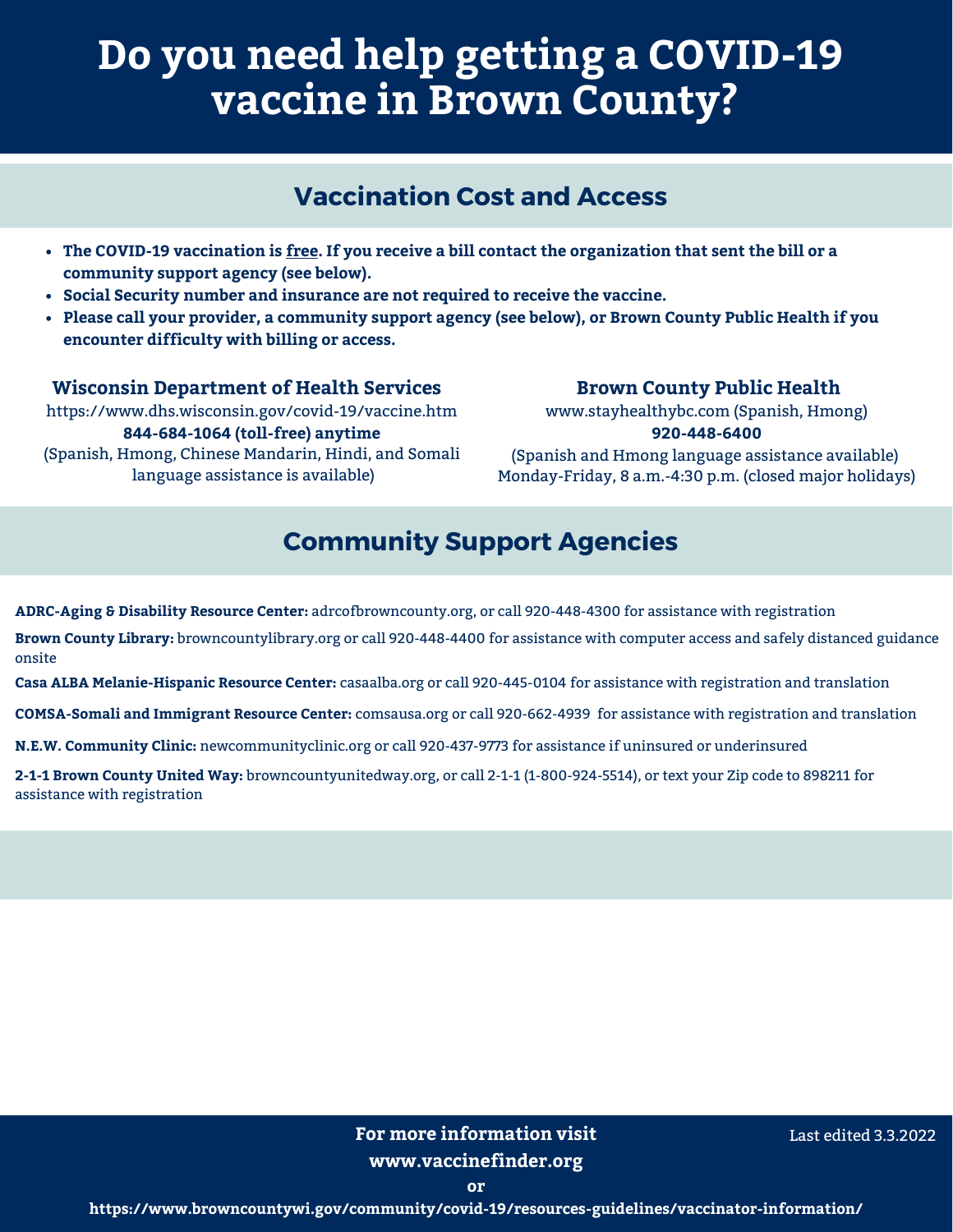# Do you need help getting a COVID-19 vaccine in Brown County?

## Vaccination Cost and Access

- **The COVID-19 vaccination is free. If you receive a bill contact the organization that sent the bill or a community support agency (see below).**
- **Social Security number and insurance are not required to receive the vaccine.**
- **Please call your provider, a community support agency (see below), or Brown County Public Health if you encounter difficulty with billing or access.**

### Wisconsin Department of Health Services

https://www.dhs.wisconsin.gov/covid-19/vaccine.htm
**844-684-1064 (toll-free) anytime**
(Spanish, Hmong, Chinese Mandarin, Hindi, and Somali language assistance is available)

### Brown County Public Health

www.stayhealthybc.com (Spanish, Hmong)
**920-448-6400**
(Spanish and Hmong language assistance available)
Monday-Friday, 8 a.m.-4:30 p.m. (closed major holidays)

## Community Support Agencies

**ADRC-Aging & Disability Resource Center:** adrcofbrowncounty.org, or call 920-448-4300 for assistance with registration

**Brown County Library:** browncountylibrary.org or call 920-448-4400 for assistance with computer access and safely distanced guidance onsite

**Casa ALBA Melanie-Hispanic Resource Center:** casaalba.org or call 920-445-0104 for assistance with registration and translation

**COMSA-Somali and Immigrant Resource Center:** comsausa.org or call 920-662-4939 for assistance with registration and translation

**N.E.W. Community Clinic:** newcommunityclinic.org or call 920-437-9773 for assistance if uninsured or underinsured

**2-1-1 Brown County United Way:** browncountyunitedway.org, or call 2-1-1 (1-800-924-5514), or text your Zip code to 898211 for assistance with registration

**For more information visit www.vaccinefinder.org**

**or**

**https://www.browncountywi.gov/community/covid-19/resources-guidelines/vaccinator-information/**

Last edited 3.3.2022